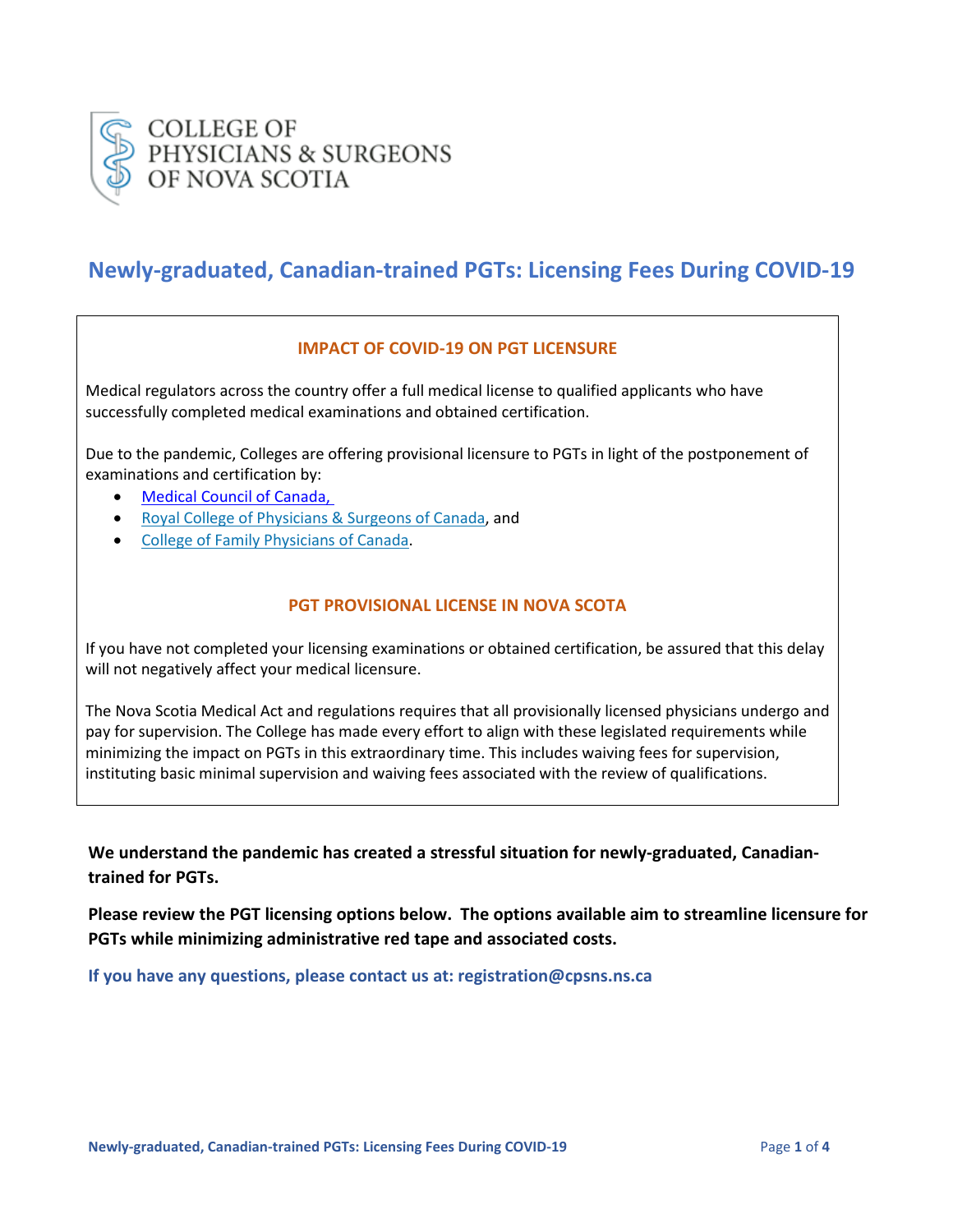COLLEGE OF PHYSICIANS & SURGEONS OF NOVA SCOTIA

# Newly-graduated, Canadian-trained PGTs: Licensing Fees During COVID-19

## IMPACT OF COVID-19 ON PGT LICENSURE

Medical regulators across the country offer a full medical license to qualified applicants who have successfully completed medical examinations and obtained certification.

Due to the pandemic, Colleges are offering provisional licensure to PGTs in light of the postponement of examinations and certification by:

- Medical Council of Canada,
- Royal College of Physicians & Surgeons of Canada, and
- College of Family Physicians of Canada.

## PGT PROVISIONAL LICENSE IN NOVA SCOTA

If you have not completed your licensing examinations or obtained certification, be assured that this delay will not negatively affect your medical licensure.

The Nova Scotia Medical Act and regulations requires that all provisionally licensed physicians undergo and pay for supervision. The College has made every effort to align with these legislated requirements while minimizing the impact on PGTs in this extraordinary time. This includes waiving fees for supervision, instituting basic minimal supervision and waiving fees associated with the review of qualifications.

**We understand the pandemic has created a stressful situation for newly-graduated, Canadian-trained for PGTs.**

**Please review the PGT licensing options below. The options available aim to streamline licensure for PGTs while minimizing administrative red tape and associated costs.**

**If you have any questions, please contact us at: registration@cpsns.ns.ca**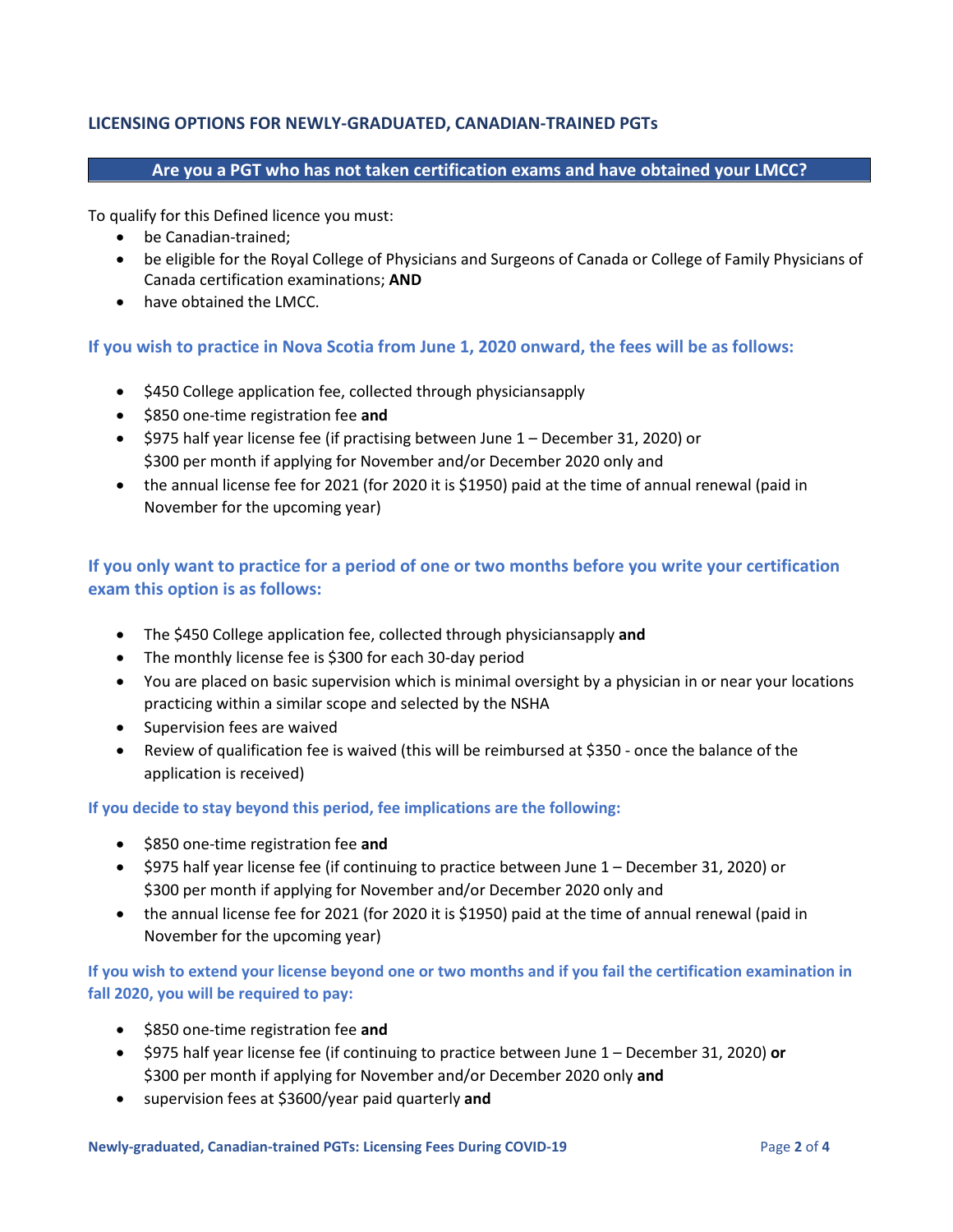## LICENSING OPTIONS FOR NEWLY-GRADUATED, CANADIAN-TRAINED PGTs

### Are you a PGT who has not taken certification exams and have obtained your LMCC?

To qualify for this Defined licence you must:

- be Canadian-trained;
- be eligible for the Royal College of Physicians and Surgeons of Canada or College of Family Physicians of Canada certification examinations; **AND**
- have obtained the LMCC.

### If you wish to practice in Nova Scotia from June 1, 2020 onward, the fees will be as follows:

- $450 College application fee, collected through physiciansapply
- $850 one-time registration fee **and**
- $975 half year license fee (if practising between June 1 – December 31, 2020) or $300 per month if applying for November and/or December 2020 only and
- the annual license fee for 2021 (for 2020 it is $1950) paid at the time of annual renewal (paid in November for the upcoming year)

### If you only want to practice for a period of one or two months before you write your certification exam this option is as follows:

- The $450 College application fee, collected through physiciansapply **and**
- The monthly license fee is $300 for each 30-day period
- You are placed on basic supervision which is minimal oversight by a physician in or near your locations practicing within a similar scope and selected by the NSHA
- Supervision fees are waived
- Review of qualification fee is waived (this will be reimbursed at $350 - once the balance of the application is received)

#### If you decide to stay beyond this period, fee implications are the following:

- $850 one-time registration fee **and**
- $975 half year license fee (if continuing to practice between June 1 – December 31, 2020) or $300 per month if applying for November and/or December 2020 only and
- the annual license fee for 2021 (for 2020 it is $1950) paid at the time of annual renewal (paid in November for the upcoming year)

#### If you wish to extend your license beyond one or two months and if you fail the certification examination in fall 2020, you will be required to pay:

- $850 one-time registration fee **and**
- $975 half year license fee (if continuing to practice between June 1 – December 31, 2020) **or** $300 per month if applying for November and/or December 2020 only **and**
- supervision fees at $3600/year paid quarterly **and**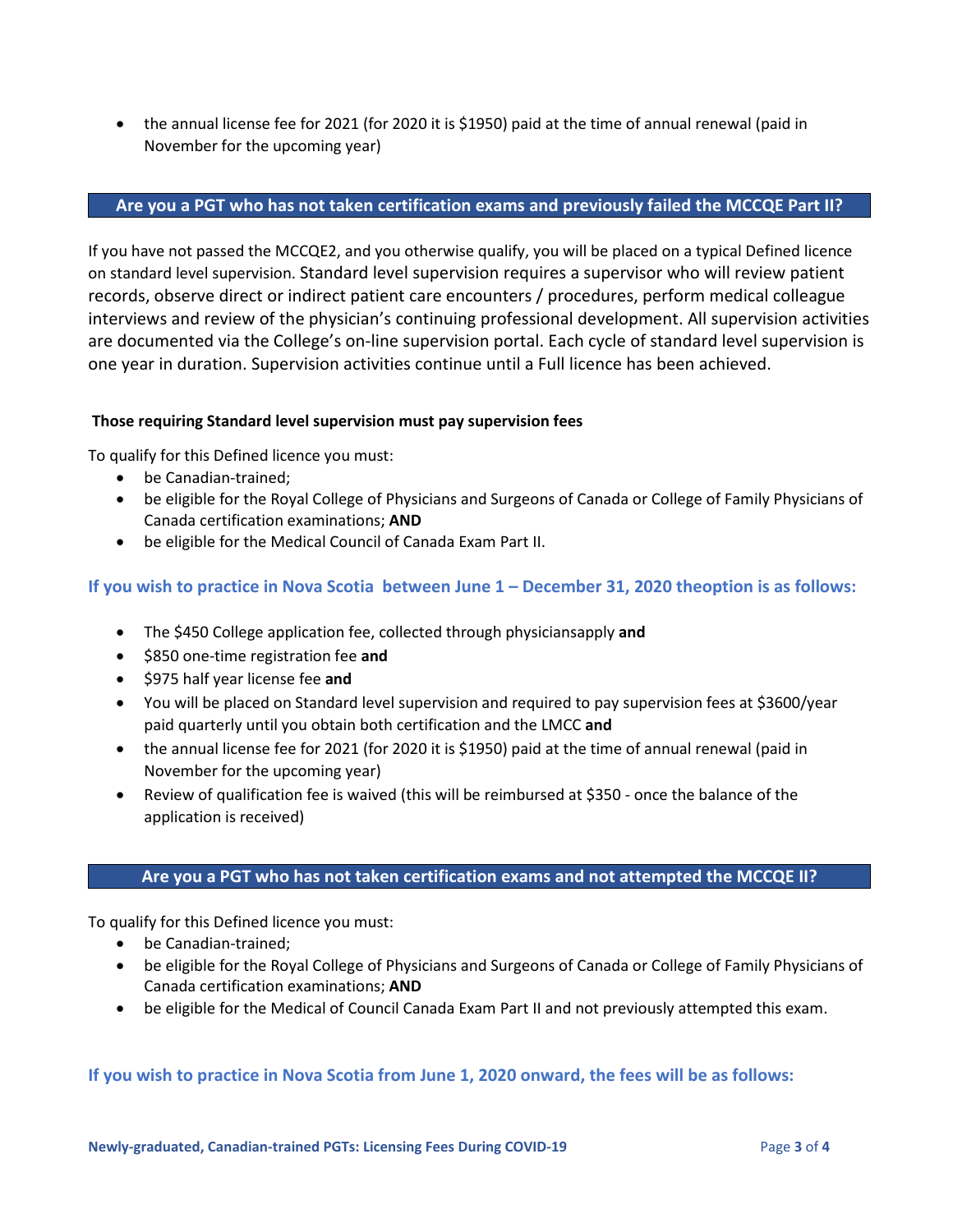- the annual license fee for 2021 (for 2020 it is $1950) paid at the time of annual renewal (paid in November for the upcoming year)

## Are you a PGT who has not taken certification exams and previously failed the MCCQE Part II?

If you have not passed the MCCQE2, and you otherwise qualify, you will be placed on a typical Defined licence on standard level supervision. Standard level supervision requires a supervisor who will review patient records, observe direct or indirect patient care encounters / procedures, perform medical colleague interviews and review of the physician's continuing professional development. All supervision activities are documented via the College's on-line supervision portal. Each cycle of standard level supervision is one year in duration. Supervision activities continue until a Full licence has been achieved.

**Those requiring Standard level supervision must pay supervision fees**

To qualify for this Defined licence you must:

- be Canadian-trained;
- be eligible for the Royal College of Physicians and Surgeons of Canada or College of Family Physicians of Canada certification examinations; **AND**
- be eligible for the Medical Council of Canada Exam Part II.

### If you wish to practice in Nova Scotia between June 1 – December 31, 2020 theoption is as follows:

- The $450 College application fee, collected through physiciansapply **and**
- $850 one-time registration fee **and**
- $975 half year license fee **and**
- You will be placed on Standard level supervision and required to pay supervision fees at $3600/year paid quarterly until you obtain both certification and the LMCC **and**
- the annual license fee for 2021 (for 2020 it is $1950) paid at the time of annual renewal (paid in November for the upcoming year)
- Review of qualification fee is waived (this will be reimbursed at $350 - once the balance of the application is received)

## Are you a PGT who has not taken certification exams and not attempted the MCCQE II?

To qualify for this Defined licence you must:

- be Canadian-trained;
- be eligible for the Royal College of Physicians and Surgeons of Canada or College of Family Physicians of Canada certification examinations; **AND**
- be eligible for the Medical of Council Canada Exam Part II and not previously attempted this exam.

### If you wish to practice in Nova Scotia from June 1, 2020 onward, the fees will be as follows: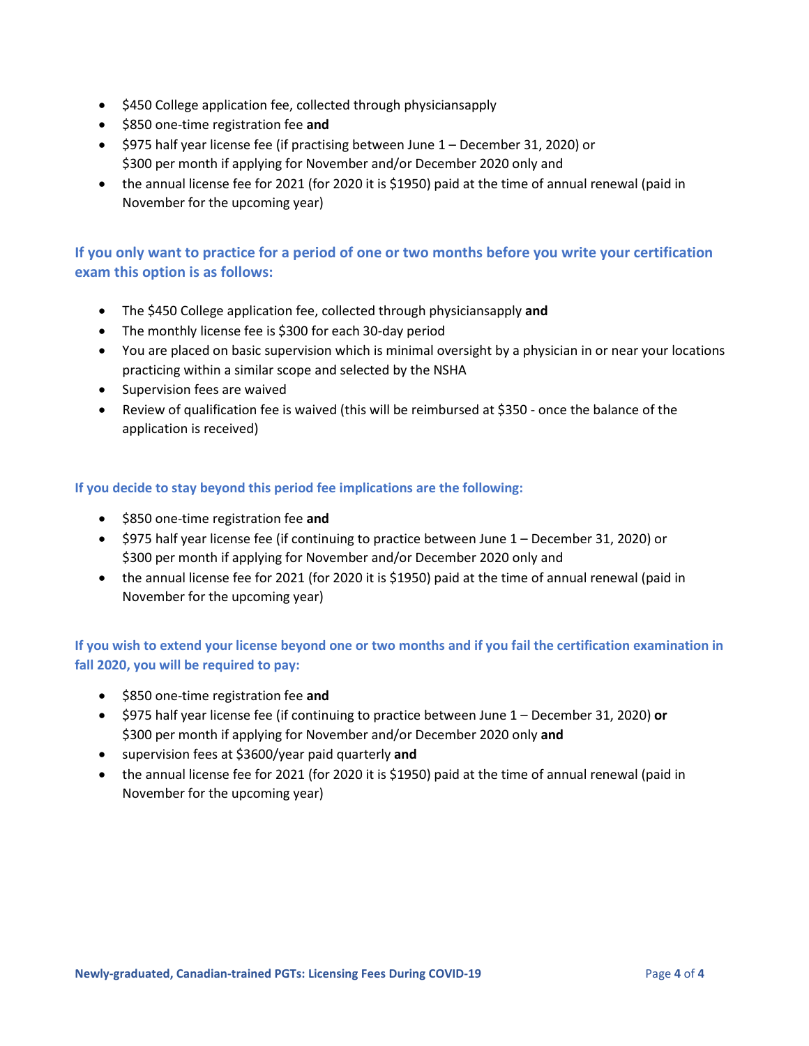- $450 College application fee, collected through physiciansapply
- $850 one-time registration fee **and**
- $975 half year license fee (if practising between June 1 – December 31, 2020) or $300 per month if applying for November and/or December 2020 only and
- the annual license fee for 2021 (for 2020 it is $1950) paid at the time of annual renewal (paid in November for the upcoming year)

### If you only want to practice for a period of one or two months before you write your certification exam this option is as follows:

- The $450 College application fee, collected through physiciansapply **and**
- The monthly license fee is $300 for each 30-day period
- You are placed on basic supervision which is minimal oversight by a physician in or near your locations practicing within a similar scope and selected by the NSHA
- Supervision fees are waived
- Review of qualification fee is waived (this will be reimbursed at $350 - once the balance of the application is received)

#### If you decide to stay beyond this period fee implications are the following:

- $850 one-time registration fee **and**
- $975 half year license fee (if continuing to practice between June 1 – December 31, 2020) or $300 per month if applying for November and/or December 2020 only and
- the annual license fee for 2021 (for 2020 it is $1950) paid at the time of annual renewal (paid in November for the upcoming year)

#### If you wish to extend your license beyond one or two months and if you fail the certification examination in fall 2020, you will be required to pay:

- $850 one-time registration fee **and**
- $975 half year license fee (if continuing to practice between June 1 – December 31, 2020) **or** $300 per month if applying for November and/or December 2020 only **and**
- supervision fees at $3600/year paid quarterly **and**
- the annual license fee for 2021 (for 2020 it is $1950) paid at the time of annual renewal (paid in November for the upcoming year)